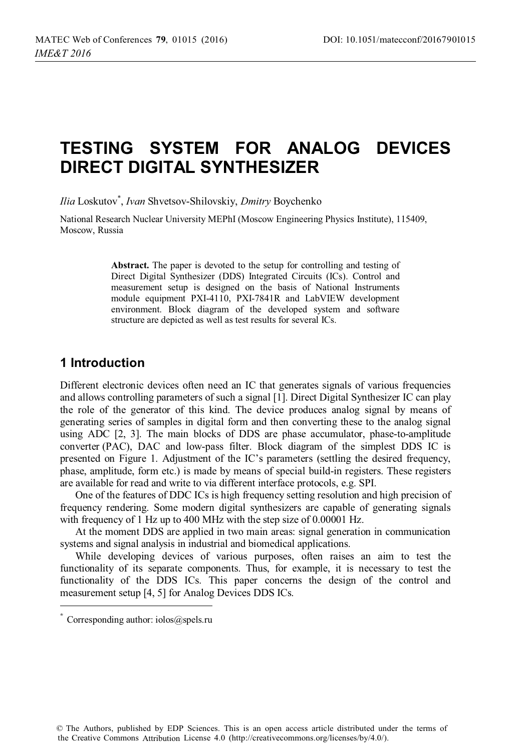# TESTING SYSTEM FOR ANALOG DEVICES DIRECT DIGITAL SYNTHESIZER

*Ilia* Loskutov[*], *Ivan* Shvetsov-Shilovskiy, *Dmitry* Boychenko

National Research Nuclear University MEPhI (Moscow Engineering Physics Institute), 115409, Moscow, Russia

**Abstract.** The paper is devoted to the setup for controlling and testing of Direct Digital Synthesizer (DDS) Integrated Circuits (ICs). Control and measurement setup is designed on the basis of National Instruments module equipment PXI-4110, PXI-7841R and LabVIEW development environment. Block diagram of the developed system and software structure are depicted as well as test results for several ICs.

## 1 Introduction

Different electronic devices often need an IC that generates signals of various frequencies and allows controlling parameters of such a signal [1]. Direct Digital Synthesizer IC can play the role of the generator of this kind. The device produces analog signal by means of generating series of samples in digital form and then converting these to the analog signal using ADC [2, 3]. The main blocks of DDS are phase accumulator, phase-to-amplitude converter (PAC), DAC and low-pass filter. Block diagram of the simplest DDS IC is presented on Figure 1. Adjustment of the IC's parameters (settling the desired frequency, phase, amplitude, form etc.) is made by means of special build-in registers. These registers are available for read and write to via different interface protocols, e.g. SPI.

One of the features of DDC ICs is high frequency setting resolution and high precision of frequency rendering. Some modern digital synthesizers are capable of generating signals with frequency of 1 Hz up to 400 MHz with the step size of 0.00001 Hz.

At the moment DDS are applied in two main areas: signal generation in communication systems and signal analysis in industrial and biomedical applications.

While developing devices of various purposes, often raises an aim to test the functionality of its separate components. Thus, for example, it is necessary to test the functionality of the DDS ICs. This paper concerns the design of the control and measurement setup [4, 5] for Analog Devices DDS ICs.

[*] Corresponding author: iolos@spels.ru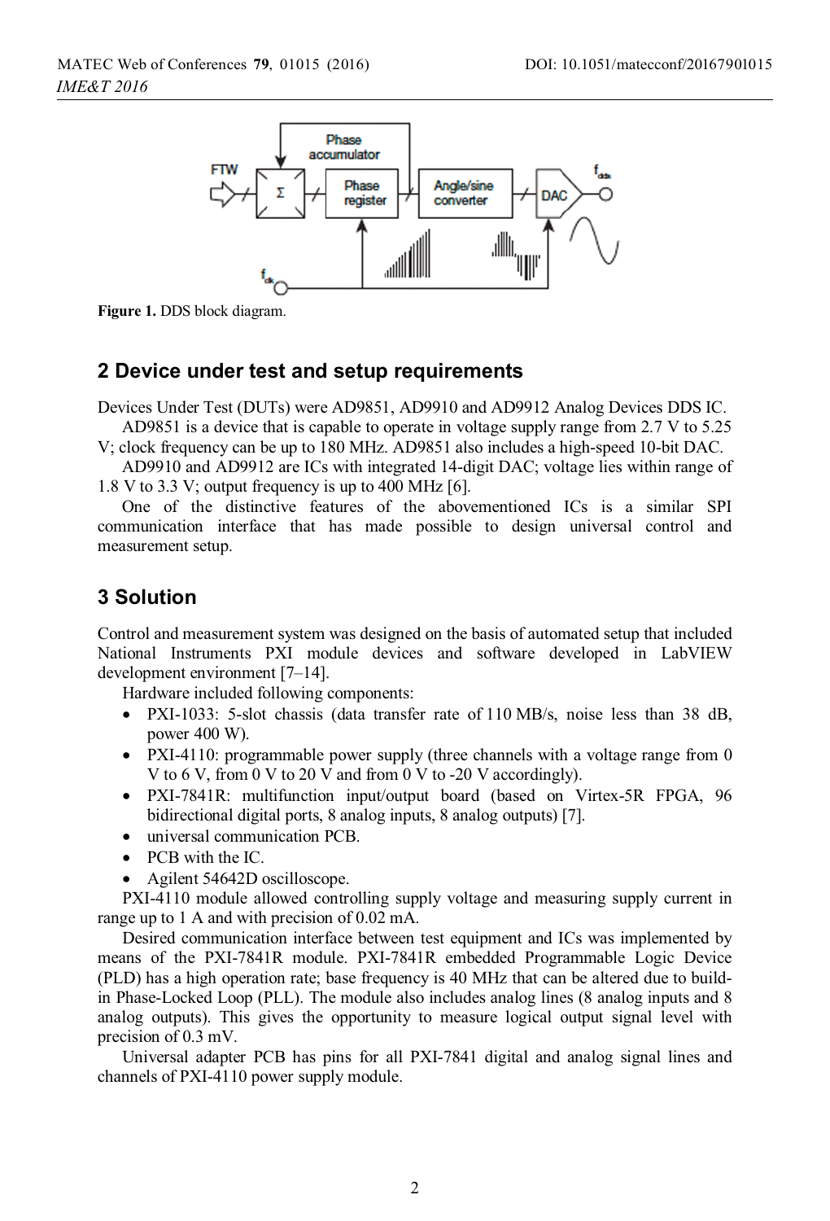Figure 1. DDS block diagram.

## 2 Device under test and setup requirements

Devices Under Test (DUTs) were AD9851, AD9910 and AD9912 Analog Devices DDS IC.

AD9851 is a device that is capable to operate in voltage supply range from 2.7 V to 5.25 V; clock frequency can be up to 180 MHz. AD9851 also includes a high-speed 10-bit DAC.

AD9910 and AD9912 are ICs with integrated 14-digit DAC; voltage lies within range of 1.8 V to 3.3 V; output frequency is up to 400 MHz [6].

One of the distinctive features of the abovementioned ICs is a similar SPI communication interface that has made possible to design universal control and measurement setup.

## 3 Solution

Control and measurement system was designed on the basis of automated setup that included National Instruments PXI module devices and software developed in LabVIEW development environment [7–14].

Hardware included following components:

- PXI-1033: 5-slot chassis (data transfer rate of 110 MB/s, noise less than 38 dB, power 400 W).
- PXI-4110: programmable power supply (three channels with a voltage range from 0 V to 6 V, from 0 V to 20 V and from 0 V to -20 V accordingly).
- PXI-7841R: multifunction input/output board (based on Virtex-5R FPGA, 96 bidirectional digital ports, 8 analog inputs, 8 analog outputs) [7].
- universal communication PCB.
- PCB with the IC.
- Agilent 54642D oscilloscope.

PXI-4110 module allowed controlling supply voltage and measuring supply current in range up to 1 A and with precision of 0.02 mA.

Desired communication interface between test equipment and ICs was implemented by means of the PXI-7841R module. PXI-7841R embedded Programmable Logic Device (PLD) has a high operation rate; base frequency is 40 MHz that can be altered due to build-in Phase-Locked Loop (PLL). The module also includes analog lines (8 analog inputs and 8 analog outputs). This gives the opportunity to measure logical output signal level with precision of 0.3 mV.

Universal adapter PCB has pins for all PXI-7841 digital and analog signal lines and channels of PXI-4110 power supply module.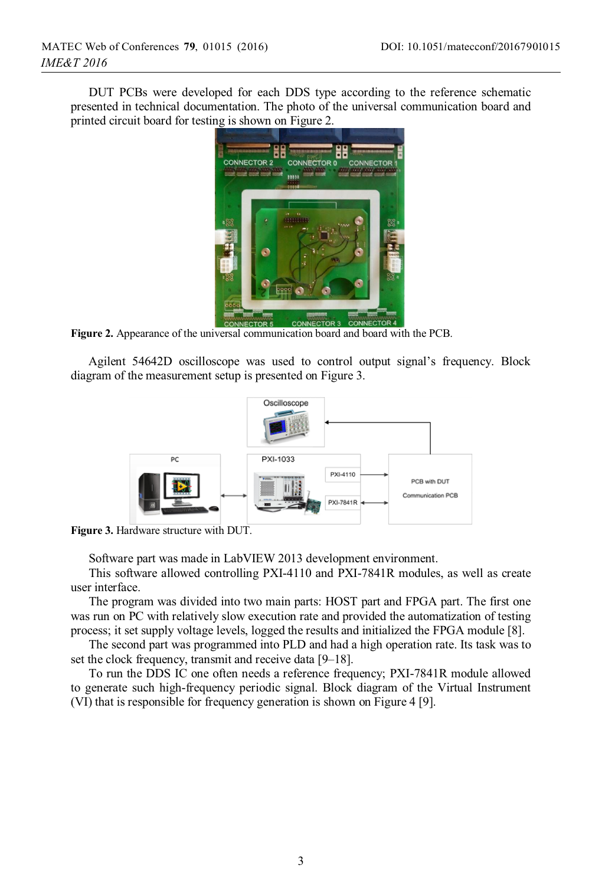DUT PCBs were developed for each DDS type according to the reference schematic presented in technical documentation. The photo of the universal communication board and printed circuit board for testing is shown on Figure 2.

**Figure 2.** Appearance of the universal communication board and board with the PCB.

Agilent 54642D oscilloscope was used to control output signal's frequency. Block diagram of the measurement setup is presented on Figure 3.

**Figure 3.** Hardware structure with DUT.

Software part was made in LabVIEW 2013 development environment.

This software allowed controlling PXI-4110 and PXI-7841R modules, as well as create user interface.

The program was divided into two main parts: HOST part and FPGA part. The first one was run on PC with relatively slow execution rate and provided the automatization of testing process; it set supply voltage levels, logged the results and initialized the FPGA module [8].

The second part was programmed into PLD and had a high operation rate. Its task was to set the clock frequency, transmit and receive data [9–18].

To run the DDS IC one often needs a reference frequency; PXI-7841R module allowed to generate such high-frequency periodic signal. Block diagram of the Virtual Instrument (VI) that is responsible for frequency generation is shown on Figure 4 [9].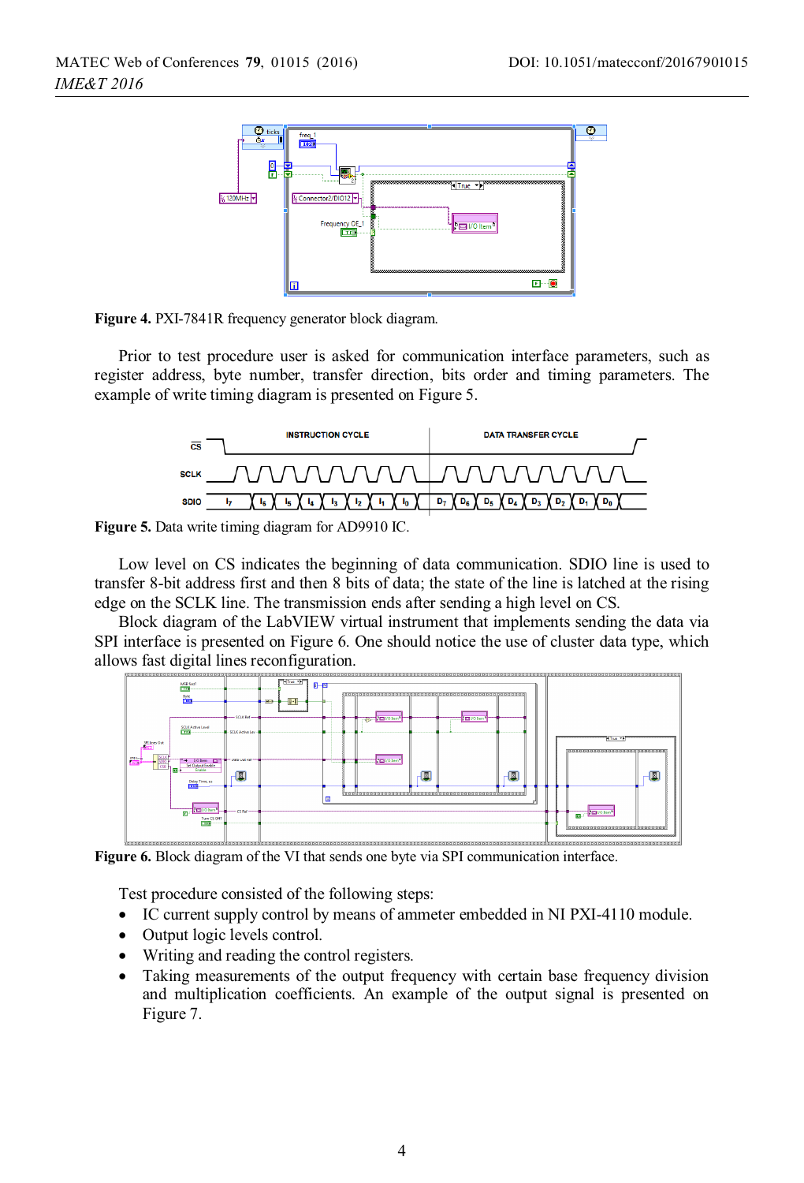**Figure 4.** PXI-7841R frequency generator block diagram.

Prior to test procedure user is asked for communication interface parameters, such as register address, byte number, transfer direction, bits order and timing parameters. The example of write timing diagram is presented on Figure 5.

**Figure 5.** Data write timing diagram for AD9910 IC.

Low level on CS indicates the beginning of data communication. SDIO line is used to transfer 8-bit address first and then 8 bits of data; the state of the line is latched at the rising edge on the SCLK line. The transmission ends after sending a high level on CS.

Block diagram of the LabVIEW virtual instrument that implements sending the data via SPI interface is presented on Figure 6. One should notice the use of cluster data type, which allows fast digital lines reconfiguration.

**Figure 6.** Block diagram of the VI that sends one byte via SPI communication interface.

Test procedure consisted of the following steps:

- IC current supply control by means of ammeter embedded in NI PXI-4110 module.
- Output logic levels control.
- Writing and reading the control registers.
- Taking measurements of the output frequency with certain base frequency division and multiplication coefficients. An example of the output signal is presented on Figure 7.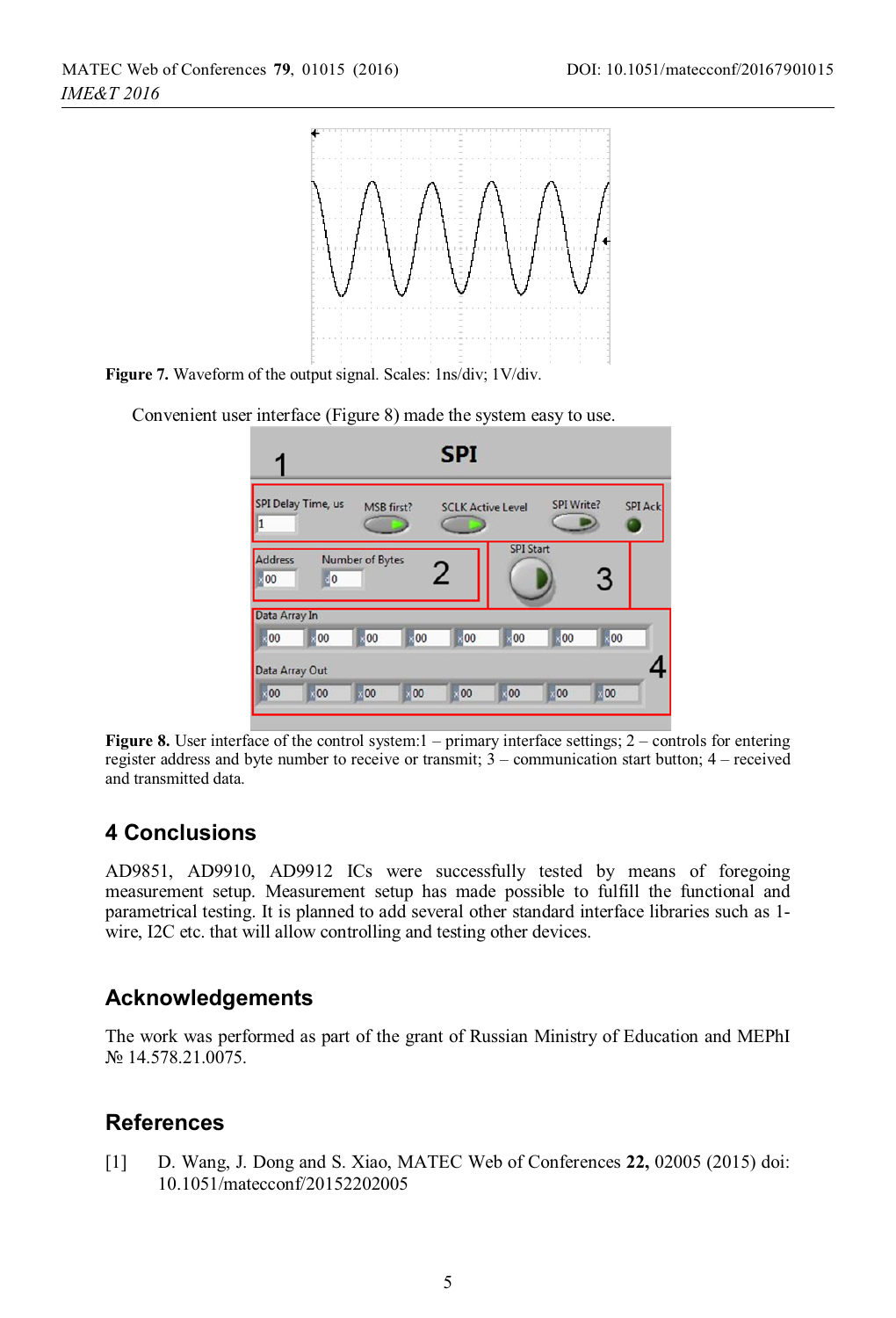Figure 7. Waveform of the output signal. Scales: 1ns/div; 1V/div.

Convenient user interface (Figure 8) made the system easy to use.

**Figure 8.** User interface of the control system:1 – primary interface settings; 2 – controls for entering register address and byte number to receive or transmit; 3 – communication start button; 4 – received and transmitted data.

## 4 Conclusions

AD9851, AD9910, AD9912 ICs were successfully tested by means of foregoing measurement setup. Measurement setup has made possible to fulfill the functional and parametrical testing. It is planned to add several other standard interface libraries such as 1-wire, I2C etc. that will allow controlling and testing other devices.

## Acknowledgements

The work was performed as part of the grant of Russian Ministry of Education and MEPhI № 14.578.21.0075.

## References

[1] D. Wang, J. Dong and S. Xiao, MATEC Web of Conferences **22,** 02005 (2015) doi: 10.1051/matecconf/20152202005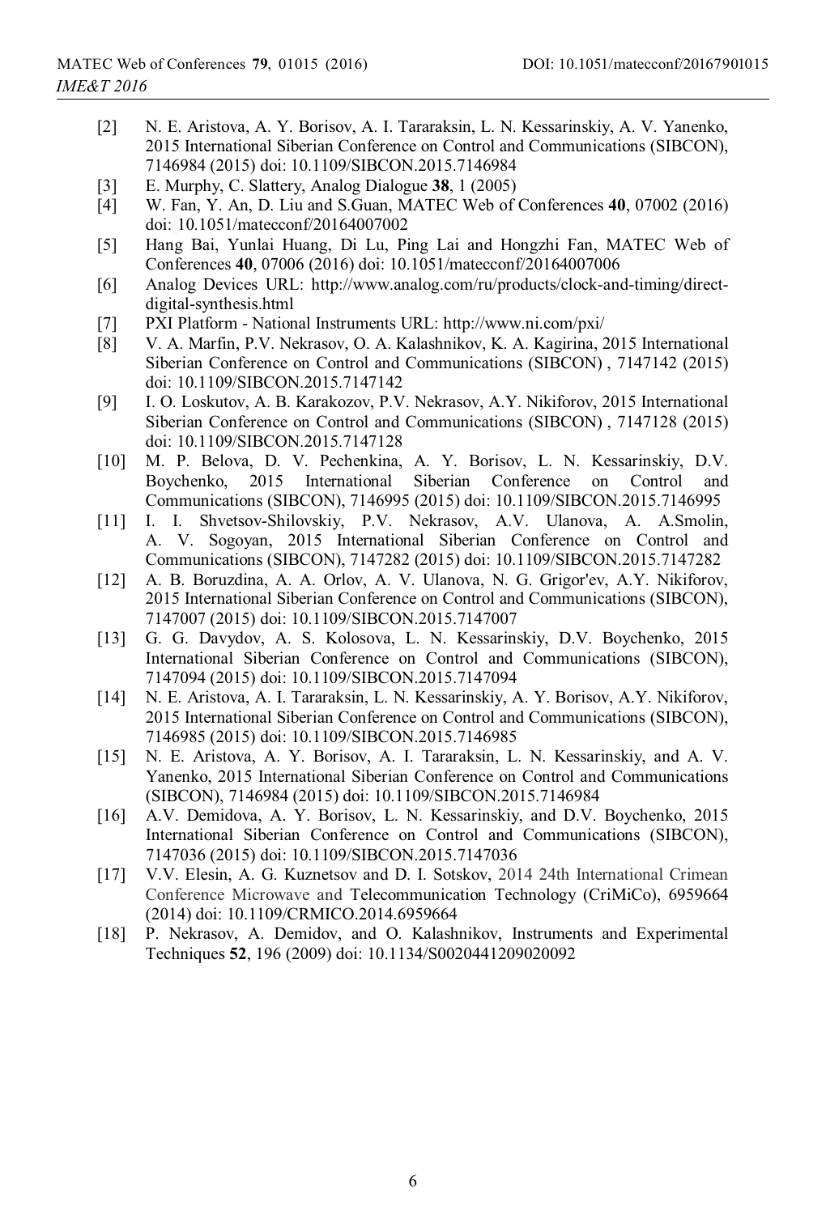[2] N. E. Aristova, A. Y. Borisov, A. I. Tararaksin, L. N. Kessarinskiy, A. V. Yanenko, 2015 International Siberian Conference on Control and Communications (SIBCON), 7146984 (2015) doi: 10.1109/SIBCON.2015.7146984

[3] E. Murphy, C. Slattery, Analog Dialogue **38**, 1 (2005)

[4] W. Fan, Y. An, D. Liu and S.Guan, MATEC Web of Conferences **40**, 07002 (2016) doi: 10.1051/matecconf/20164007002

[5] Hang Bai, Yunlai Huang, Di Lu, Ping Lai and Hongzhi Fan, MATEC Web of Conferences **40**, 07006 (2016) doi: 10.1051/matecconf/20164007006

[6] Analog Devices URL: http://www.analog.com/ru/products/clock-and-timing/direct-digital-synthesis.html

[7] PXI Platform - National Instruments URL: http://www.ni.com/pxi/

[8] V. A. Marfin, P.V. Nekrasov, O. A. Kalashnikov, K. A. Kagirina, 2015 International Siberian Conference on Control and Communications (SIBCON) , 7147142 (2015) doi: 10.1109/SIBCON.2015.7147142

[9] I. O. Loskutov, A. B. Karakozov, P.V. Nekrasov, A.Y. Nikiforov, 2015 International Siberian Conference on Control and Communications (SIBCON) , 7147128 (2015) doi: 10.1109/SIBCON.2015.7147128

[10] M. P. Belova, D. V. Pechenkina, A. Y. Borisov, L. N. Kessarinskiy, D.V. Boychenko, 2015 International Siberian Conference on Control and Communications (SIBCON), 7146995 (2015) doi: 10.1109/SIBCON.2015.7146995

[11] I. I. Shvetsov-Shilovskiy, P.V. Nekrasov, A.V. Ulanova, A. A.Smolin, A. V. Sogoyan, 2015 International Siberian Conference on Control and Communications (SIBCON), 7147282 (2015) doi: 10.1109/SIBCON.2015.7147282

[12] A. B. Boruzdina, A. A. Orlov, A. V. Ulanova, N. G. Grigor'ev, A.Y. Nikiforov, 2015 International Siberian Conference on Control and Communications (SIBCON), 7147007 (2015) doi: 10.1109/SIBCON.2015.7147007

[13] G. G. Davydov, A. S. Kolosova, L. N. Kessarinskiy, D.V. Boychenko, 2015 International Siberian Conference on Control and Communications (SIBCON), 7147094 (2015) doi: 10.1109/SIBCON.2015.7147094

[14] N. E. Aristova, A. I. Tararaksin, L. N. Kessarinskiy, A. Y. Borisov, A.Y. Nikiforov, 2015 International Siberian Conference on Control and Communications (SIBCON), 7146985 (2015) doi: 10.1109/SIBCON.2015.7146985

[15] N. E. Aristova, A. Y. Borisov, A. I. Tararaksin, L. N. Kessarinskiy, and A. V. Yanenko, 2015 International Siberian Conference on Control and Communications (SIBCON), 7146984 (2015) doi: 10.1109/SIBCON.2015.7146984

[16] A.V. Demidova, A. Y. Borisov, L. N. Kessarinskiy, and D.V. Boychenko, 2015 International Siberian Conference on Control and Communications (SIBCON), 7147036 (2015) doi: 10.1109/SIBCON.2015.7147036

[17] V.V. Elesin, A. G. Kuznetsov and D. I. Sotskov, 2014 24th International Crimean Conference Microwave and Telecommunication Technology (CriMiCo), 6959664 (2014) doi: 10.1109/CRMICO.2014.6959664

[18] P. Nekrasov, A. Demidov, and O. Kalashnikov, Instruments and Experimental Techniques **52**, 196 (2009) doi: 10.1134/S0020441209020092